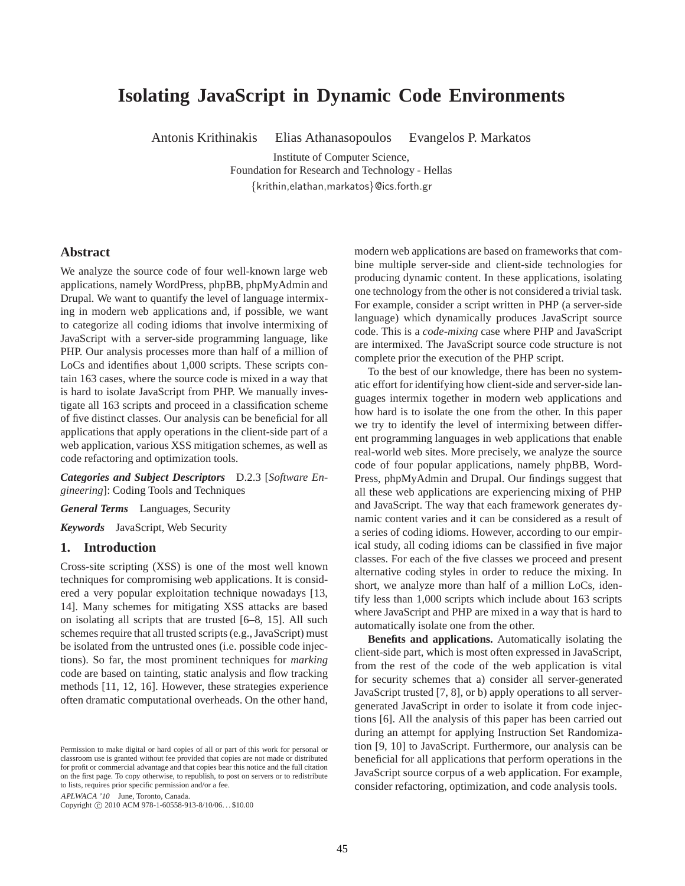# Isolating JavaScript in Dynamic Code Environments

Antonis Krithinakis Elias Athanasopoulos Evangelos P. Markatos

Institute of Computer Science,
Foundation for Research and Technology - Hellas
{krithin,elathan,markatos}@ics.forth.gr

## Abstract

We analyze the source code of four well-known large web applications, namely WordPress, phpBB, phpMyAdmin and Drupal. We want to quantify the level of language intermixing in modern web applications and, if possible, we want to categorize all coding idioms that involve intermixing of JavaScript with a server-side programming language, like PHP. Our analysis processes more than half of a million LoCs and identifies about 1,000 scripts. These scripts contain 163 cases, where the source code is mixed in a way that is hard to isolate JavaScript from PHP. We manually investigate all 163 scripts and proceed in a classification scheme of five distinct classes. Our analysis can be beneficial for all applications that apply operations in the client-side part of a web application, various XSS mitigation schemes, as well as code refactoring and optimization tools.

***Categories and Subject Descriptors*** D.2.3 [*Software Engineering*]: Coding Tools and Techniques

***General Terms*** Languages, Security

***Keywords*** JavaScript, Web Security

## 1. Introduction

Cross-site scripting (XSS) is one of the most well known techniques for compromising web applications. It is considered a very popular exploitation technique nowadays [13, 14]. Many schemes for mitigating XSS attacks are based on isolating all scripts that are trusted [6–8, 15]. All such schemes require that all trusted scripts (e.g., JavaScript) must be isolated from the untrusted ones (i.e. possible code injections). So far, the most prominent techniques for *marking* code are based on tainting, static analysis and flow tracking methods [11, 12, 16]. However, these strategies experience often dramatic computational overheads. On the other hand, modern web applications are based on frameworks that combine multiple server-side and client-side technologies for producing dynamic content. In these applications, isolating one technology from the other is not considered a trivial task. For example, consider a script written in PHP (a server-side language) which dynamically produces JavaScript source code. This is a *code-mixing* case where PHP and JavaScript are intermixed. The JavaScript source code structure is not complete prior the execution of the PHP script.

To the best of our knowledge, there has been no systematic effort for identifying how client-side and server-side languages intermix together in modern web applications and how hard is to isolate the one from the other. In this paper we try to identify the level of intermixing between different programming languages in web applications that enable real-world web sites. More precisely, we analyze the source code of four popular applications, namely phpBB, WordPress, phpMyAdmin and Drupal. Our findings suggest that all these web applications are experiencing mixing of PHP and JavaScript. The way that each framework generates dynamic content varies and it can be considered as a result of a series of coding idioms. However, according to our empirical study, all coding idioms can be classified in five major classes. For each of the five classes we proceed and present alternative coding styles in order to reduce the mixing. In short, we analyze more than half of a million LoCs, identify less than 1,000 scripts which include about 163 scripts where JavaScript and PHP are mixed in a way that is hard to automatically isolate one from the other.

**Benefits and applications.** Automatically isolating the client-side part, which is most often expressed in JavaScript, from the rest of the code of the web application is vital for security schemes that a) consider all server-generated JavaScript trusted [7, 8], or b) apply operations to all server-generated JavaScript in order to isolate it from code injections [6]. All the analysis of this paper has been carried out during an attempt for applying Instruction Set Randomization [9, 10] to JavaScript. Furthermore, our analysis can be beneficial for all applications that perform operations in the JavaScript source corpus of a web application. For example, consider refactoring, optimization, and code analysis tools.

Permission to make digital or hard copies of all or part of this work for personal or classroom use is granted without fee provided that copies are not made or distributed for profit or commercial advantage and that copies bear this notice and the full citation on the first page. To copy otherwise, to republish, to post on servers or to redistribute to lists, requires prior specific permission and/or a fee.

*APLWACA '10* June, Toronto, Canada.
Copyright © 2010 ACM 978-1-60558-913-8/10/06. . . $10.00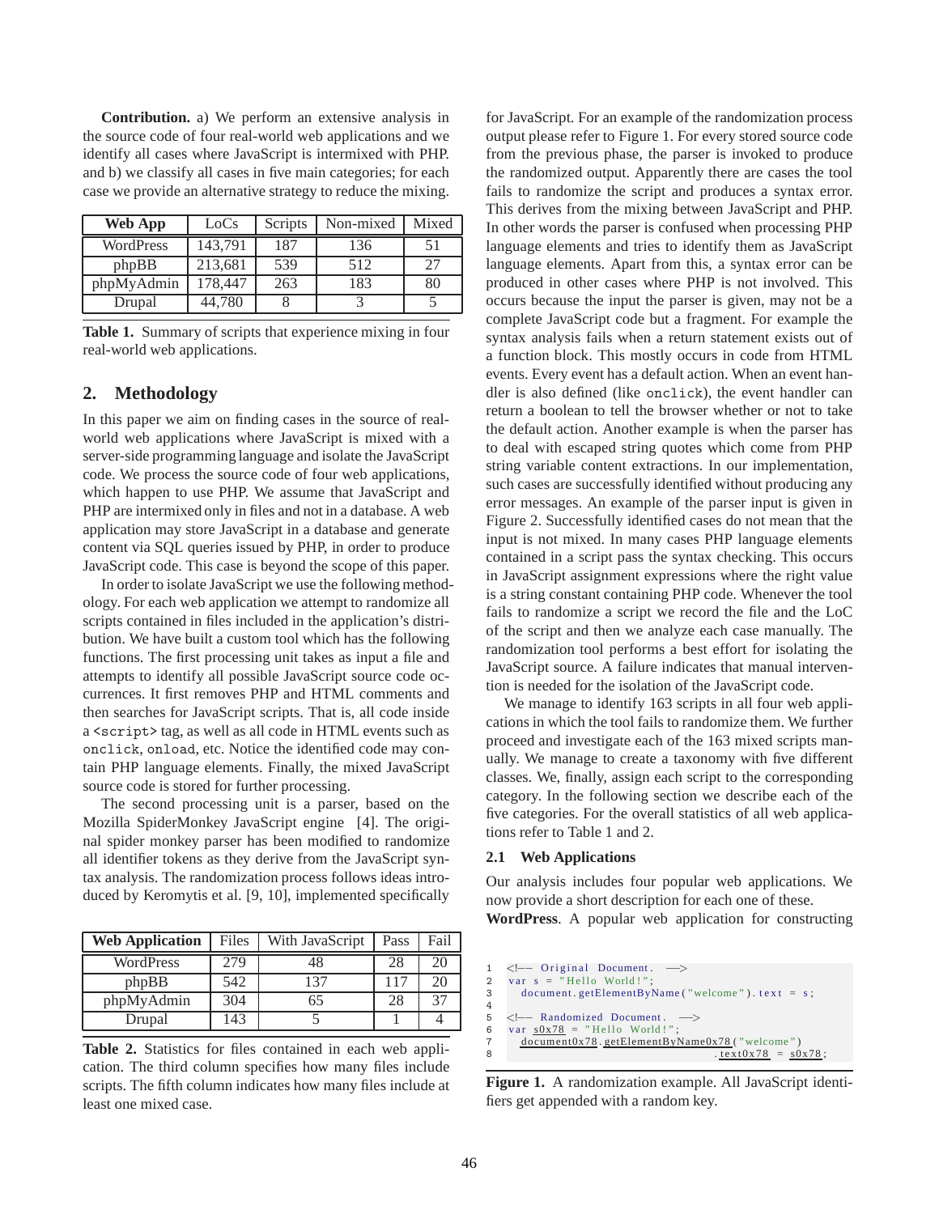**Contribution.** a) We perform an extensive analysis in the source code of four real-world web applications and we identify all cases where JavaScript is intermixed with PHP. and b) we classify all cases in five main categories; for each case we provide an alternative strategy to reduce the mixing.

| Web App | LoCs | Scripts | Non-mixed | Mixed |
|---|---|---|---|---|
| WordPress | 143,791 | 187 | 136 | 51 |
| phpBB | 213,681 | 539 | 512 | 27 |
| phpMyAdmin | 178,447 | 263 | 183 | 80 |
| Drupal | 44,780 | 8 | 3 | 5 |

**Table 1.** Summary of scripts that experience mixing in four real-world web applications.

## 2. Methodology

In this paper we aim on finding cases in the source of real-world web applications where JavaScript is mixed with a server-side programming language and isolate the JavaScript code. We process the source code of four web applications, which happen to use PHP. We assume that JavaScript and PHP are intermixed only in files and not in a database. A web application may store JavaScript in a database and generate content via SQL queries issued by PHP, in order to produce JavaScript code. This case is beyond the scope of this paper.

In order to isolate JavaScript we use the following methodology. For each web application we attempt to randomize all scripts contained in files included in the application's distribution. We have built a custom tool which has the following functions. The first processing unit takes as input a file and attempts to identify all possible JavaScript source code occurrences. It first removes PHP and HTML comments and then searches for JavaScript scripts. That is, all code inside a `<script>` tag, as well as all code in HTML events such as `onclick`, `onload`, etc. Notice the identified code may contain PHP language elements. Finally, the mixed JavaScript source code is stored for further processing.

The second processing unit is a parser, based on the Mozilla SpiderMonkey JavaScript engine [4]. The original spider monkey parser has been modified to randomize all identifier tokens as they derive from the JavaScript syntax analysis. The randomization process follows ideas introduced by Keromytis et al. [9, 10], implemented specifically for JavaScript. For an example of the randomization process output please refer to Figure 1. For every stored source code from the previous phase, the parser is invoked to produce the randomized output. Apparently there are cases the tool fails to randomize the script and produces a syntax error. This derives from the mixing between JavaScript and PHP. In other words the parser is confused when processing PHP language elements and tries to identify them as JavaScript language elements. Apart from this, a syntax error can be produced in other cases where PHP is not involved. This occurs because the input the parser is given, may not be a complete JavaScript code but a fragment. For example the syntax analysis fails when a return statement exists out of a function block. This mostly occurs in code from HTML events. Every event has a default action. When an event handler is also defined (like `onclick`), the event handler can return a boolean to tell the browser whether or not to take the default action. Another example is when the parser has to deal with escaped string quotes which come from PHP string variable content extractions. In our implementation, such cases are successfully identified without producing any error messages. An example of the parser input is given in Figure 2. Successfully identified cases do not mean that the input is not mixed. In many cases PHP language elements contained in a script pass the syntax checking. This occurs in JavaScript assignment expressions where the right value is a string constant containing PHP code. Whenever the tool fails to randomize a script we record the file and the LoC of the script and then we analyze each case manually. The randomization tool performs a best effort for isolating the JavaScript source. A failure indicates that manual intervention is needed for the isolation of the JavaScript code.

We manage to identify 163 scripts in all four web applications in which the tool fails to randomize them. We further proceed and investigate each of the 163 mixed scripts manually. We manage to create a taxonomy with five different classes. We, finally, assign each script to the corresponding category. In the following section we describe each of the five categories. For the overall statistics of all web applications refer to Table 1 and 2.

| Web Application | Files | With JavaScript | Pass | Fail |
|---|---|---|---|---|
| WordPress | 279 | 48 | 28 | 20 |
| phpBB | 542 | 137 | 117 | 20 |
| phpMyAdmin | 304 | 65 | 28 | 37 |
| Drupal | 143 | 5 | 1 | 4 |

**Table 2.** Statistics for files contained in each web application. The third column specifies how many files include scripts. The fifth column indicates how many files include at least one mixed case.

### 2.1 Web Applications

Our analysis includes four popular web applications. We now provide a short description for each one of these.

**WordPress**. A popular web application for constructing

```
1  <!-- Original Document. -->
2  var s = "Hello World!";
3    document.getElementByName("welcome").text = s;
4
5  <!-- Randomized Document. -->
6  var s0x78 = "Hello World!";
7    document0x78.getElementByName0x78("welcome")
8                                  .text0x78 = s0x78;
```

**Figure 1.** A randomization example. All JavaScript identifiers get appended with a random key.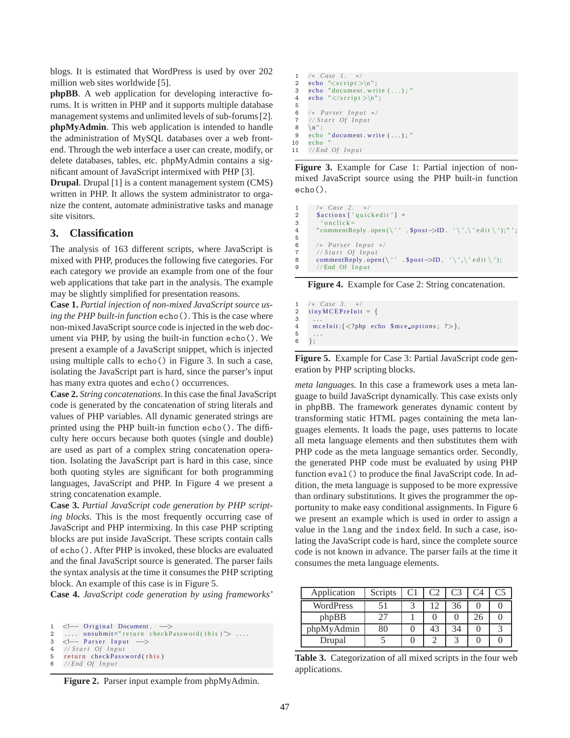blogs. It is estimated that WordPress is used by over 202 million web sites worldwide [5].

**phpBB**. A web application for developing interactive forums. It is written in PHP and it supports multiple database management systems and unlimited levels of sub-forums [2].

**phpMyAdmin**. This web application is intended to handle the administration of MySQL databases over a web front-end. Through the web interface a user can create, modify, or delete databases, tables, etc. phpMyAdmin contains a significant amount of JavaScript intermixed with PHP [3].

**Drupal**. Drupal [1] is a content management system (CMS) written in PHP. It allows the system administrator to organize the content, automate administrative tasks and manage site visitors.

## 3. Classification

The analysis of 163 different scripts, where JavaScript is mixed with PHP, produces the following five categories. For each category we provide an example from one of the four web applications that take part in the analysis. The example may be slightly simplified for presentation reasons.

**Case 1.** *Partial injection of non-mixed JavaScript source using the PHP built-in function* `echo()`. This is the case where non-mixed JavaScript source code is injected in the web document via PHP, by using the built-in function `echo()`. We present a example of a JavaScript snippet, which is injected using multiple calls to `echo()` in Figure 3. In such a case, isolating the JavaScript part is hard, since the parser's input has many extra quotes and `echo()` occurrences.

**Case 2.** *String concatenations.* In this case the final JavaScript code is generated by the concatenation of string literals and values of PHP variables. All dynamic generated strings are printed using the PHP built-in function `echo()`. The difficulty here occurs because both quotes (single and double) are used as part of a complex string concatenation operation. Isolating the JavaScript part is hard in this case, since both quoting styles are significant for both programming languages, JavaScript and PHP. In Figure 4 we present a string concatenation example.

**Case 3.** *Partial JavaScript code generation by PHP scripting blocks.* This is the most frequently occurring case of JavaScript and PHP intermixing. In this case PHP scripting blocks are put inside JavaScript. These scripts contain calls of `echo()`. After PHP is invoked, these blocks are evaluated and the final JavaScript source is generated. The parser fails the syntax analysis at the time it consumes the PHP scripting block. An example of this case is in Figure 5.

**Case 4.** *JavaScript code generation by using frameworks' meta languages.* In this case a framework uses a meta language to build JavaScript dynamically. This case exists only in phpBB. The framework generates dynamic content by transforming static HTML pages containing the meta languages elements. It loads the page, uses patterns to locate all meta language elements and then substitutes them with PHP code as the meta language semantics order. Secondly, the generated PHP code must be evaluated by using PHP function `eval()` to produce the final JavaScript code. In addition, the meta language is supposed to be more expressive than ordinary substitutions. It gives the programmer the opportunity to make easy conditional assignments. In Figure 6 we present an example which is used in order to assign a value in the `lang` and the `index` field. In such a case, isolating the JavaScript code is hard, since the complete source code is not known in advance. The parser fails at the time it consumes the meta language elements.

```
1  <!-- Original Document.  -->
2  .... onsubmit="return checkPassword(this)"> ....
3  <!-- Parser Input  -->
4  //Start Of Input
5  return checkPassword(this)
6  //End Of Input
```

**Figure 2.** Parser input example from phpMyAdmin.

```
1  /* Case 1.  */
2  echo "<script>\n";
3  echo "document.write(...);"
4  echo "</script>\n";
5
6  /* Parser Input */
7  //Start Of Input
8  \n";
9  echo "document.write(...);"
10 echo "
11 //End Of Input
```

**Figure 3.** Example for Case 1: Partial injection of non-mixed JavaScript source using the PHP built-in function `echo()`.

```
1   /* Case 2.  */
2   $actions['quickedit'] =
3    'onclick=
4   "commentReply.open(\'' .$post->ID. '\',\'edit\');"';
5
6   /* Parser Input */
7   //Start Of Input
8   commentReply.open(\'' .$post->ID. '\',\'edit\');
9   //End Of Input
```

**Figure 4.** Example for Case 2: String concatenation.

```
1  /* Case 3.  */
2  tinyMCEPreInit = {
3   ...
4   mceInit:{<?php echo $mce_options; ?>},
5   ...
6  };
```

**Figure 5.** Example for Case 3: Partial JavaScript code generation by PHP scripting blocks.

| Application | Scripts | C1 | C2 | C3 | C4 | C5 |
|---|---|---|---|---|---|---|
| WordPress | 51 | 3 | 12 | 36 | 0 | 0 |
| phpBB | 27 | 1 | 0 | 0 | 26 | 0 |
| phpMyAdmin | 80 | 0 | 43 | 34 | 0 | 3 |
| Drupal | 5 | 0 | 2 | 3 | 0 | 0 |

**Table 3.** Categorization of all mixed scripts in the four web applications.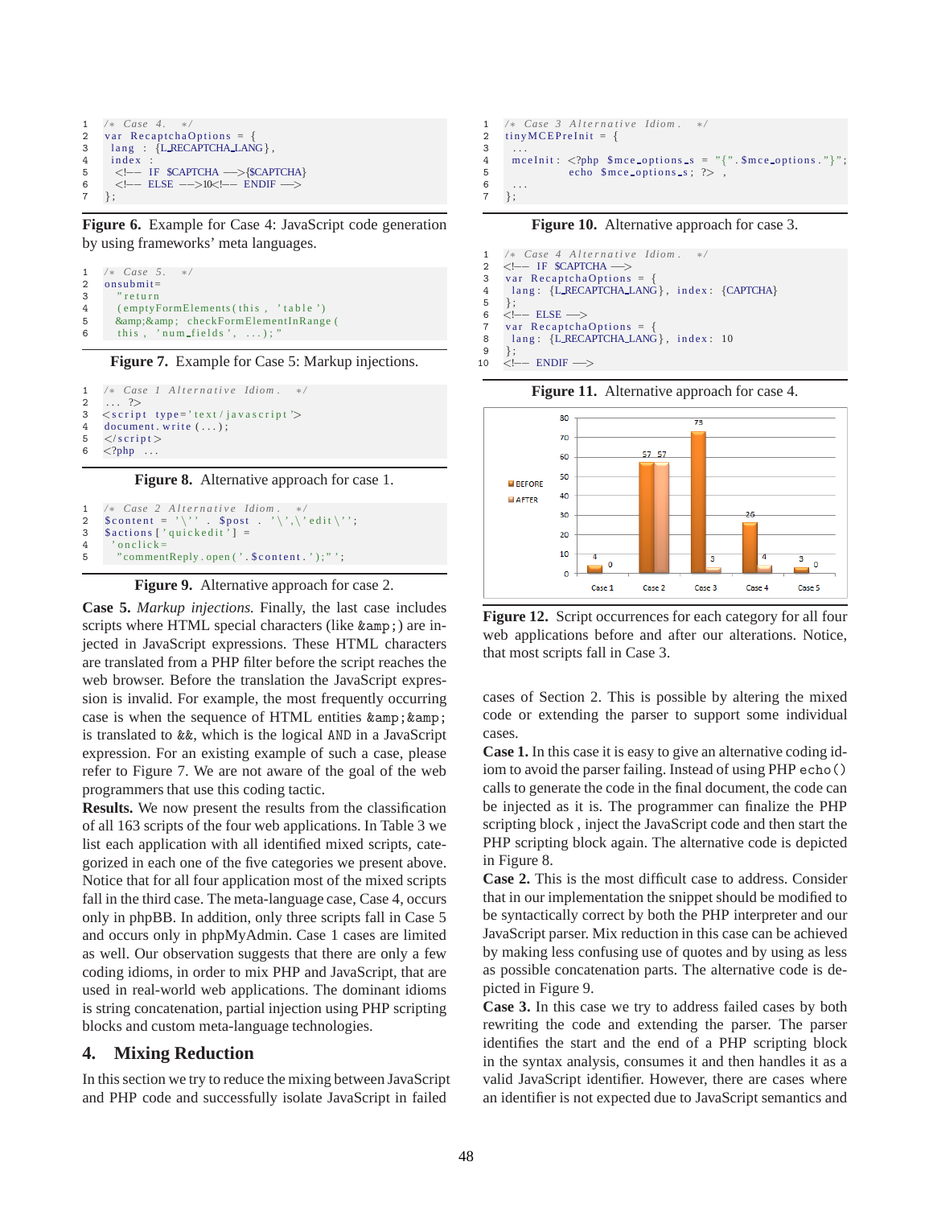```
1  /* Case 4.  */
2  var RecaptchaOptions = {
3   lang : {L_RECAPTCHA_LANG},
4   index :
5    <!-- IF $CAPTCHA -->{$CAPTCHA}
6    <!-- ELSE -->10<!-- ENDIF -->
7  };
```

**Figure 6.** Example for Case 4: JavaScript code generation by using frameworks' meta languages.

```
1  /* Case 5.  */
2  onsubmit=
3    "return
4    (emptyFormElements(this, 'table')
5    &amp;&amp; checkFormElementInRange(
6    this, 'num_fields', ...);"
```

**Figure 7.** Example for Case 5: Markup injections.

```
1  /* Case 1 Alternative Idiom.  */
2  ... ?>
3  <script type='text/javascript'>
4  document.write(...);
5  </script>
6  <?php ...
```

**Figure 8.** Alternative approach for case 1.

```
1  /* Case 2 Alternative Idiom.  */
2  $content = '\'' . $post . '\',\'edit\'';
3  $actions['quickedit'] =
4   'onclick=
5    "commentReply.open('.$content.');"';
```

**Figure 9.** Alternative approach for case 2.

**Case 5.** *Markup injections.* Finally, the last case includes scripts where HTML special characters (like `&amp;`) are injected in JavaScript expressions. These HTML characters are translated from a PHP filter before the script reaches the web browser. Before the translation the JavaScript expression is invalid. For example, the most frequently occurring case is when the sequence of HTML entities `&amp;&amp;` is translated to `&&`, which is the logical AND in a JavaScript expression. For an existing example of such a case, please refer to Figure 7. We are not aware of the goal of the web programmers that use this coding tactic.

**Results.** We now present the results from the classification of all 163 scripts of the four web applications. In Table 3 we list each application with all identified mixed scripts, categorized in each one of the five categories we present above. Notice that for all four application most of the mixed scripts fall in the third case. The meta-language case, Case 4, occurs only in phpBB. In addition, only three scripts fall in Case 5 and occurs only in phpMyAdmin. Case 1 cases are limited as well. Our observation suggests that there are only a few coding idioms, in order to mix PHP and JavaScript, that are used in real-world web applications. The dominant idioms is string concatenation, partial injection using PHP scripting blocks and custom meta-language technologies.

## 4. Mixing Reduction

In this section we try to reduce the mixing between JavaScript and PHP code and successfully isolate JavaScript in failed cases of Section 2. This is possible by altering the mixed code or extending the parser to support some individual cases.

```
1  /* Case 3 Alternative Idiom.  */
2  tinyMCEPreInit = {
3   ...
4   mceInit: <?php $mce_options_s = "{".$mce_options."}";
5            echo $mce_options_s; ?> ,
6   ...
7  };
```

**Figure 10.** Alternative approach for case 3.

```
1  /* Case 4 Alternative Idiom.  */
2  <!-- IF $CAPTCHA -->
3  var RecaptchaOptions = {
4   lang: {L_RECAPTCHA_LANG}, index: {CAPTCHA}
5  };
6  <!-- ELSE -->
7  var RecaptchaOptions = {
8   lang: {L_RECAPTCHA_LANG}, index: 10
9  };
10 <!-- ENDIF -->
```

**Figure 11.** Alternative approach for case 4.

| | Case 1 | Case 2 | Case 3 | Case 4 | Case 5 |
|---|---|---|---|---|---|
| BEFORE | 4 | 57 | 73 | 26 | 3 |
| AFTER | 0 | 57 | 3 | 4 | 0 |

**Figure 12.** Script occurrences for each category for all four web applications before and after our alterations. Notice, that most scripts fall in Case 3.

**Case 1.** In this case it is easy to give an alternative coding idiom to avoid the parser failing. Instead of using PHP `echo()` calls to generate the code in the final document, the code can be injected as it is. The programmer can finalize the PHP scripting block , inject the JavaScript code and then start the PHP scripting block again. The alternative code is depicted in Figure 8.

**Case 2.** This is the most difficult case to address. Consider that in our implementation the snippet should be modified to be syntactically correct by both the PHP interpreter and our JavaScript parser. Mix reduction in this case can be achieved by making less confusing use of quotes and by using as less as possible concatenation parts. The alternative code is depicted in Figure 9.

**Case 3.** In this case we try to address failed cases by both rewriting the code and extending the parser. The parser identifies the start and the end of a PHP scripting block in the syntax analysis, consumes it and then handles it as a valid JavaScript identifier. However, there are cases where an identifier is not expected due to JavaScript semantics and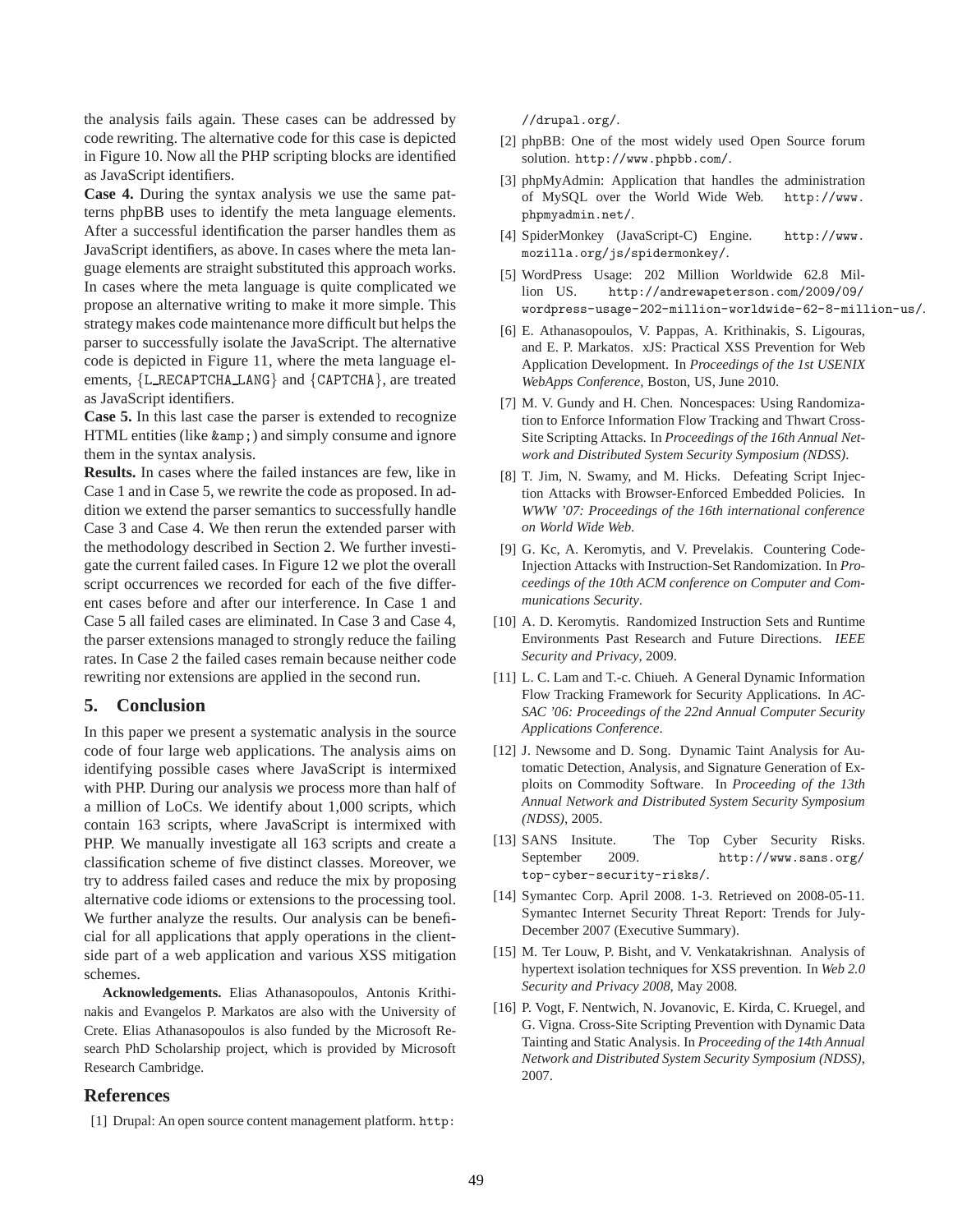the analysis fails again. These cases can be addressed by code rewriting. The alternative code for this case is depicted in Figure 10. Now all the PHP scripting blocks are identified as JavaScript identifiers.

**Case 4.** During the syntax analysis we use the same patterns phpBB uses to identify the meta language elements. After a successful identification the parser handles them as JavaScript identifiers, as above. In cases where the meta language elements are straight substituted this approach works. In cases where the meta language is quite complicated we propose an alternative writing to make it more simple. This strategy makes code maintenance more difficult but helps the parser to successfully isolate the JavaScript. The alternative code is depicted in Figure 11, where the meta language elements, {L_RECAPTCHA_LANG} and {CAPTCHA}, are treated as JavaScript identifiers.

**Case 5.** In this last case the parser is extended to recognize HTML entities (like `&amp;`) and simply consume and ignore them in the syntax analysis.

**Results.** In cases where the failed instances are few, like in Case 1 and in Case 5, we rewrite the code as proposed. In addition we extend the parser semantics to successfully handle Case 3 and Case 4. We then rerun the extended parser with the methodology described in Section 2. We further investigate the current failed cases. In Figure 12 we plot the overall script occurrences we recorded for each of the five different cases before and after our interference. In Case 1 and Case 5 all failed cases are eliminated. In Case 3 and Case 4, the parser extensions managed to strongly reduce the failing rates. In Case 2 the failed cases remain because neither code rewriting nor extensions are applied in the second run.

## 5. Conclusion

In this paper we present a systematic analysis in the source code of four large web applications. The analysis aims on identifying possible cases where JavaScript is intermixed with PHP. During our analysis we process more than half of a million of LoCs. We identify about 1,000 scripts, which contain 163 scripts, where JavaScript is intermixed with PHP. We manually investigate all 163 scripts and create a classification scheme of five distinct classes. Moreover, we try to address failed cases and reduce the mix by proposing alternative code idioms or extensions to the processing tool. We further analyze the results. Our analysis can be beneficial for all applications that apply operations in the client-side part of a web application and various XSS mitigation schemes.

**Acknowledgements.** Elias Athanasopoulos, Antonis Krithinakis and Evangelos P. Markatos are also with the University of Crete. Elias Athanasopoulos is also funded by the Microsoft Research PhD Scholarship project, which is provided by Microsoft Research Cambridge.

## References

[1] Drupal: An open source content management platform. `http://drupal.org/`.

[2] phpBB: One of the most widely used Open Source forum solution. `http://www.phpbb.com/`.

[3] phpMyAdmin: Application that handles the administration of MySQL over the World Wide Web. `http://www.phpmyadmin.net/`.

[4] SpiderMonkey (JavaScript-C) Engine. `http://www.mozilla.org/js/spidermonkey/`.

[5] WordPress Usage: 202 Million Worldwide 62.8 Million US. `http://andrewapeterson.com/2009/09/wordpress-usage-202-million-worldwide-62-8-million-us/`.

[6] E. Athanasopoulos, V. Pappas, A. Krithinakis, S. Ligouras, and E. P. Markatos. xJS: Practical XSS Prevention for Web Application Development. In *Proceedings of the 1st USENIX WebApps Conference*, Boston, US, June 2010.

[7] M. V. Gundy and H. Chen. Noncespaces: Using Randomization to Enforce Information Flow Tracking and Thwart Cross-Site Scripting Attacks. In *Proceedings of the 16th Annual Network and Distributed System Security Symposium (NDSS)*.

[8] T. Jim, N. Swamy, and M. Hicks. Defeating Script Injection Attacks with Browser-Enforced Embedded Policies. In *WWW '07: Proceedings of the 16th international conference on World Wide Web*.

[9] G. Kc, A. Keromytis, and V. Prevelakis. Countering Code-Injection Attacks with Instruction-Set Randomization. In *Proceedings of the 10th ACM conference on Computer and Communications Security*.

[10] A. D. Keromytis. Randomized Instruction Sets and Runtime Environments Past Research and Future Directions. *IEEE Security and Privacy*, 2009.

[11] L. C. Lam and T.-c. Chiueh. A General Dynamic Information Flow Tracking Framework for Security Applications. In *ACSAC '06: Proceedings of the 22nd Annual Computer Security Applications Conference*.

[12] J. Newsome and D. Song. Dynamic Taint Analysis for Automatic Detection, Analysis, and Signature Generation of Exploits on Commodity Software. In *Proceeding of the 13th Annual Network and Distributed System Security Symposium (NDSS)*, 2005.

[13] SANS Insitute. The Top Cyber Security Risks. September 2009. `http://www.sans.org/top-cyber-security-risks/`.

[14] Symantec Corp. April 2008. 1-3. Retrieved on 2008-05-11. Symantec Internet Security Threat Report: Trends for July-December 2007 (Executive Summary).

[15] M. Ter Louw, P. Bisht, and V. Venkatakrishnan. Analysis of hypertext isolation techniques for XSS prevention. In *Web 2.0 Security and Privacy 2008*, May 2008.

[16] P. Vogt, F. Nentwich, N. Jovanovic, E. Kirda, C. Kruegel, and G. Vigna. Cross-Site Scripting Prevention with Dynamic Data Tainting and Static Analysis. In *Proceeding of the 14th Annual Network and Distributed System Security Symposium (NDSS)*, 2007.